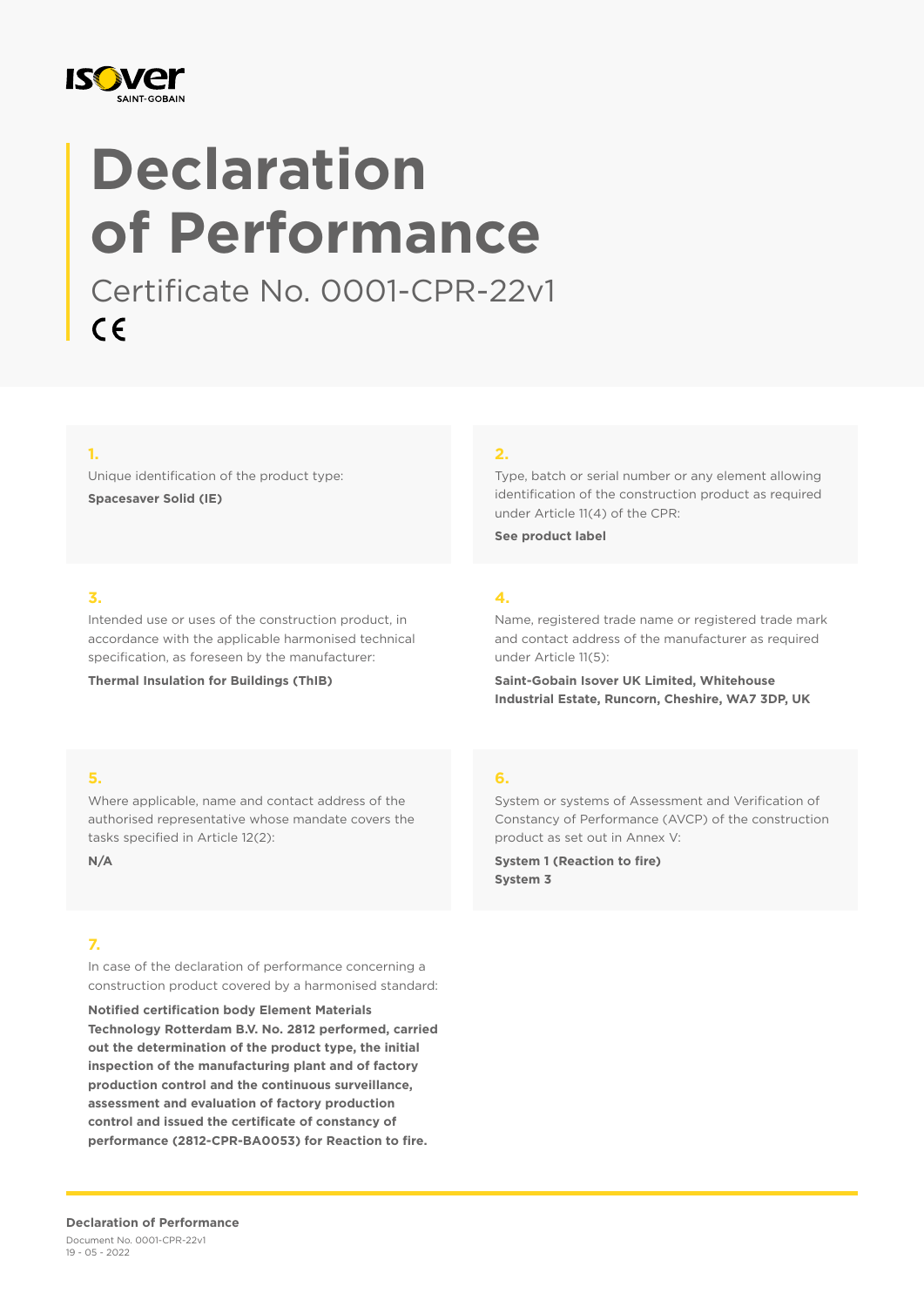# Declaration of Performance

Certificate No. 0001-CPR-22v1

CE

**1.**

Unique identification of the product type:

**Spacesaver Solid (IE)**

**2.**

Type, batch or serial number or any element allowing identification of the construction product as required under Article 11(4) of the CPR:

**See product label**

**3.**

Intended use or uses of the construction product, in accordance with the applicable harmonised technical specification, as foreseen by the manufacturer:

**Thermal Insulation for Buildings (ThIB)**

**4.**

Name, registered trade name or registered trade mark and contact address of the manufacturer as required under Article 11(5):

**Saint-Gobain Isover UK Limited, Whitehouse Industrial Estate, Runcorn, Cheshire, WA7 3DP, UK**

**5.**

Where applicable, name and contact address of the authorised representative whose mandate covers the tasks specified in Article 12(2):

**N/A**

**6.**

System or systems of Assessment and Verification of Constancy of Performance (AVCP) of the construction product as set out in Annex V:

**System 1 (Reaction to fire)**
**System 3**

**7.**

In case of the declaration of performance concerning a construction product covered by a harmonised standard:

**Notified certification body Element Materials Technology Rotterdam B.V. No. 2812 performed, carried out the determination of the product type, the initial inspection of the manufacturing plant and of factory production control and the continuous surveillance, assessment and evaluation of factory production control and issued the certificate of constancy of performance (2812-CPR-BA0053) for Reaction to fire.**

**Declaration of Performance**
Document No. 0001-CPR-22v1
19 - 05 - 2022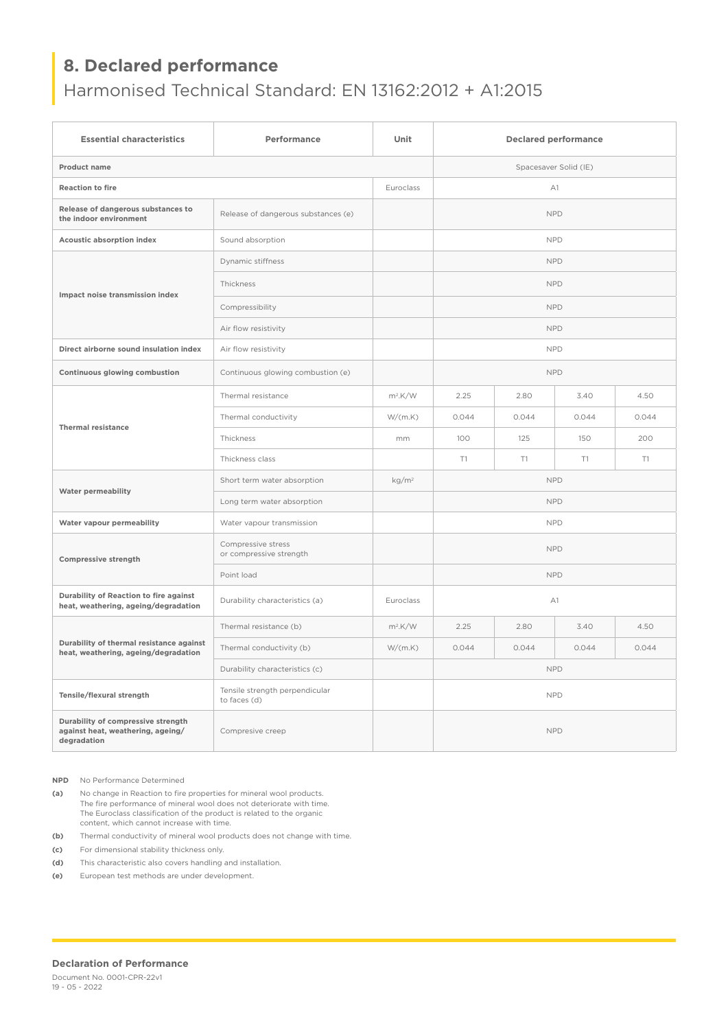## 8. Declared performance

Harmonised Technical Standard: EN 13162:2012 + A1:2015

| Essential characteristics | Performance | Unit | Declared performance | | | |
|---|---|---|---|---|---|---|
| Product name | | | Spacesaver Solid (IE) | | | |
| Reaction to fire | | Euroclass | A1 | | | |
| Release of dangerous substances to the indoor environment | Release of dangerous substances (e) | | NPD | | | |
| Acoustic absorption index | Sound absorption | | NPD | | | |
| Impact noise transmission index | Dynamic stiffness | | NPD | | | |
| | Thickness | | NPD | | | |
| | Compressibility | | NPD | | | |
| | Air flow resistivity | | NPD | | | |
| Direct airborne sound insulation index | Air flow resistivity | | NPD | | | |
| Continuous glowing combustion | Continuous glowing combustion (e) | | NPD | | | |
| Thermal resistance | Thermal resistance | $m^2.K/W$ | 2.25 | 2.80 | 3.40 | 4.50 |
| | Thermal conductivity | W/(m.K) | 0.044 | 0.044 | 0.044 | 0.044 |
| | Thickness | mm | 100 | 125 | 150 | 200 |
| | Thickness class | | T1 | T1 | T1 | T1 |
| Water permeability | Short term water absorption | $kg/m^2$ | NPD | | | |
| | Long term water absorption | | NPD | | | |
| Water vapour permeability | Water vapour transmission | | NPD | | | |
| Compressive strength | Compressive stress or compressive strength | | NPD | | | |
| | Point load | | NPD | | | |
| Durability of Reaction to fire against heat, weathering, ageing/degradation | Durability characteristics (a) | Euroclass | A1 | | | |
| Durability of thermal resistance against heat, weathering, ageing/degradation | Thermal resistance (b) | $m^2.K/W$ | 2.25 | 2.80 | 3.40 | 4.50 |
| | Thermal conductivity (b) | W/(m.K) | 0.044 | 0.044 | 0.044 | 0.044 |
| | Durability characteristics (c) | | NPD | | | |
| Tensile/flexural strength | Tensile strength perpendicular to faces (d) | | NPD | | | |
| Durability of compressive strength against heat, weathering, ageing/ degradation | Compresive creep | | NPD | | | |

**NPD** No Performance Determined

**(a)** No change in Reaction to fire properties for mineral wool products. The fire performance of mineral wool does not deteriorate with time. The Euroclass classification of the product is related to the organic content, which cannot increase with time.

**(b)** Thermal conductivity of mineral wool products does not change with time.

**(c)** For dimensional stability thickness only.

**(d)** This characteristic also covers handling and installation.

**(e)** European test methods are under development.

**Declaration of Performance**

Document No. 0001-CPR-22v1

19 - 05 - 2022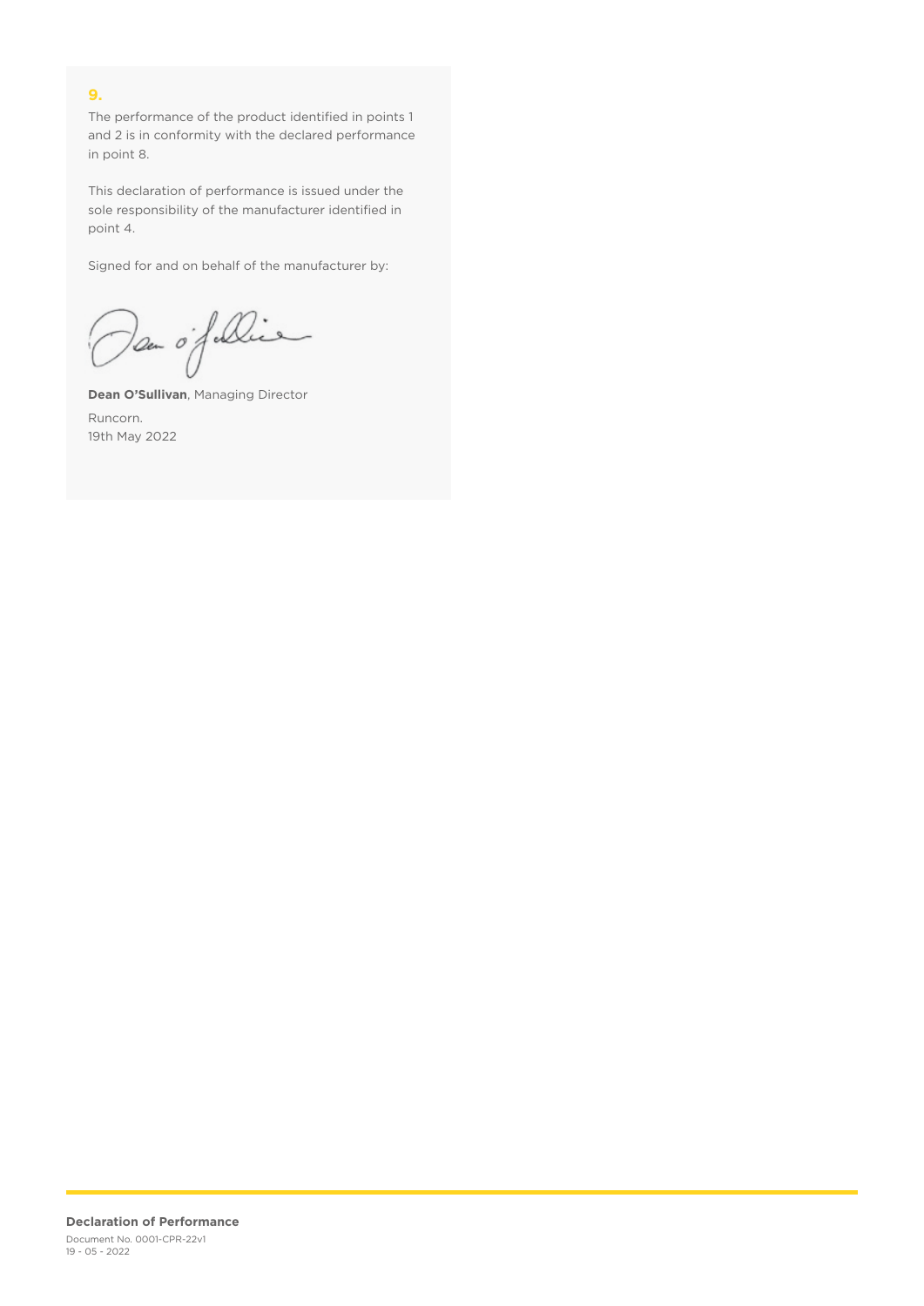## 9.

The performance of the product identified in points 1 and 2 is in conformity with the declared performance in point 8.

This declaration of performance is issued under the sole responsibility of the manufacturer identified in point 4.

Signed for and on behalf of the manufacturer by:

**Dean O'Sullivan**, Managing Director

Runcorn.
19th May 2022

**Declaration of Performance**
Document No. 0001-CPR-22v1
19 - 05 - 2022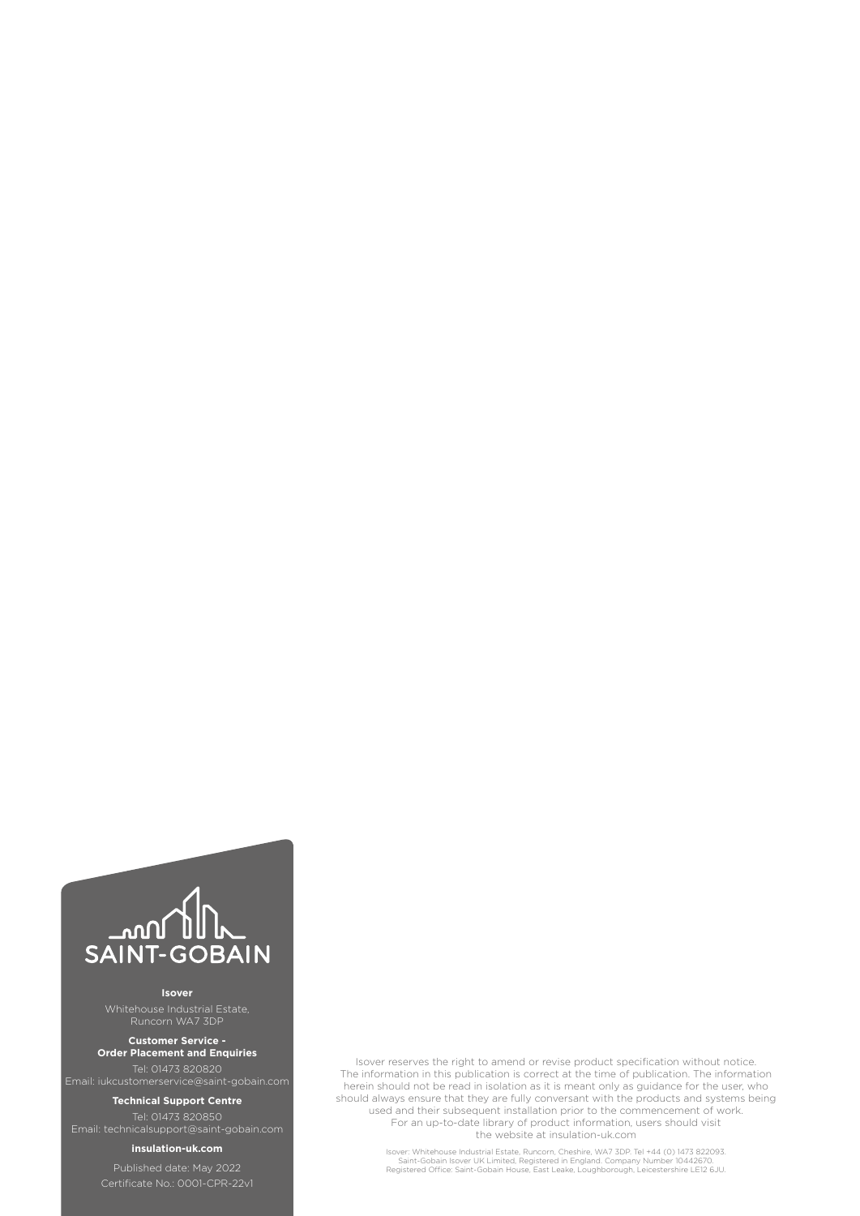SAINT-GOBAIN

**Isover**

Whitehouse Industrial Estate,
Runcorn WA7 3DP

**Customer Service -
Order Placement and Enquiries**

Tel: 01473 820820
Email: iukcustomerservice@saint-gobain.com

**Technical Support Centre**

Tel: 01473 820850
Email: technicalsupport@saint-gobain.com

**insulation-uk.com**

Published date: May 2022
Certificate No.: 0001-CPR-22v1

Isover reserves the right to amend or revise product specification without notice. The information in this publication is correct at the time of publication. The information herein should not be read in isolation as it is meant only as guidance for the user, who should always ensure that they are fully conversant with the products and systems being used and their subsequent installation prior to the commencement of work. For an up-to-date library of product information, users should visit the website at insulation-uk.com

Isover: Whitehouse Industrial Estate, Runcorn, Cheshire, WA7 3DP. Tel +44 (0) 1473 822093.
Saint-Gobain Isover UK Limited, Registered in England. Company Number 10442670.
Registered Office: Saint-Gobain House, East Leake, Loughborough, Leicestershire LE12 6JU.